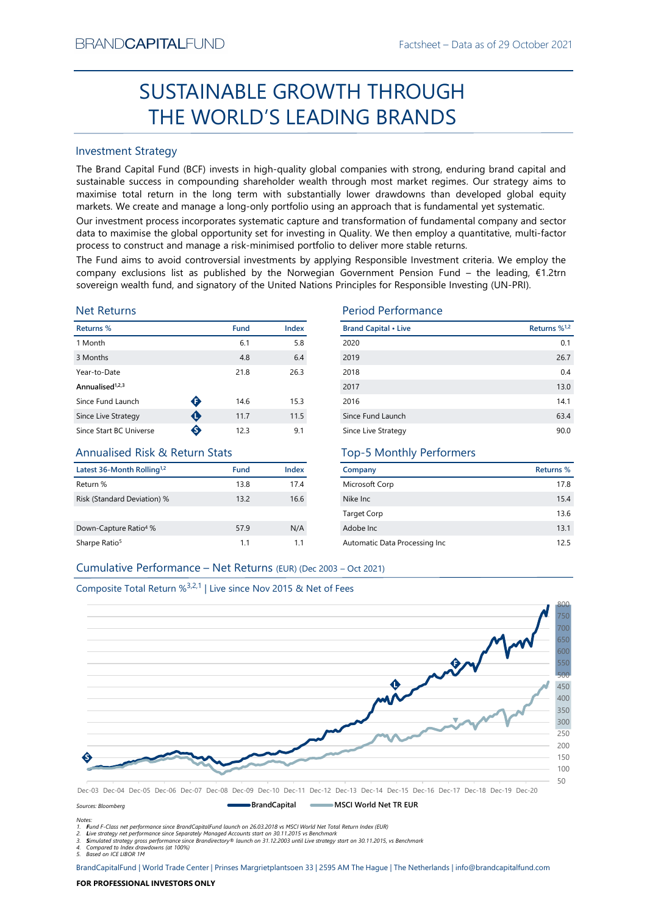BRANDCAPITALFUND

Factsheet – Data as of 29 October 2021

# SUSTAINABLE GROWTH THROUGH THE WORLD'S LEADING BRANDS

## Investment Strategy

The Brand Capital Fund (BCF) invests in high-quality global companies with strong, enduring brand capital and sustainable success in compounding shareholder wealth through most market regimes. Our strategy aims to maximise total return in the long term with substantially lower drawdowns than developed global equity markets. We create and manage a long-only portfolio using an approach that is fundamental yet systematic.

Our investment process incorporates systematic capture and transformation of fundamental company and sector data to maximise the global opportunity set for investing in Quality. We then employ a quantitative, multi-factor process to construct and manage a risk-minimised portfolio to deliver more stable returns.

The Fund aims to avoid controversial investments by applying Responsible Investment criteria. We employ the company exclusions list as published by the Norwegian Government Pension Fund – the leading, €1.2trn sovereign wealth fund, and signatory of the United Nations Principles for Responsible Investing (UN-PRI).

## Net Returns

| Returns % | | Fund | Index |
|---|---|---|---|
| 1 Month | | 6.1 | 5.8 |
| 3 Months | | 4.8 | 6.4 |
| Year-to-Date | | 21.8 | 26.3 |
| **Annualised**[1,2,3] | | | |
| Since Fund Launch | F | 14.6 | 15.3 |
| Since Live Strategy | L | 11.7 | 11.5 |
| Since Start BC Universe | S | 12.3 | 9.1 |

## Period Performance

| Brand Capital • Live | Returns %[1,2] |
|---|---|
| 2020 | 0.1 |
| 2019 | 26.7 |
| 2018 | 0.4 |
| 2017 | 13.0 |
| 2016 | 14.1 |
| Since Fund Launch | 63.4 |
| Since Live Strategy | 90.0 |

## Annualised Risk & Return Stats

| Latest 36-Month Rolling[1,2] | Fund | Index |
|---|---|---|
| Return % | 13.8 | 17.4 |
| Risk (Standard Deviation) % | 13.2 | 16.6 |
| Down-Capture Ratio[4] % | 57.9 | N/A |
| Sharpe Ratio[5] | 1.1 | 1.1 |

## Top-5 Monthly Performers

| Company | Returns % |
|---|---|
| Microsoft Corp | 17.8 |
| Nike Inc | 15.4 |
| Target Corp | 13.6 |
| Adobe Inc | 13.1 |
| Automatic Data Processing Inc | 12.5 |

## Cumulative Performance – Net Returns (EUR) (Dec 2003 – Oct 2021)

Composite Total Return %[3,2,1] | Live since Nov 2015 & Net of Fees

Sources: Bloomberg

BrandCapital — MSCI World Net TR EUR

Notes:
1. Fund F-Class net performance since BrandCapitalFund launch on 26.03.2018 vs MSCI World Net Total Return Index (EUR)
2. Live strategy net performance since Separately Managed Accounts start on 30.11.2015 vs Benchmark
3. Simulated strategy gross performance since Brandirectory® launch on 31.12.2003 until Live strategy start on 30.11.2015, vs Benchmark
4. Compared to Index drawdowns (at 100%)
5. Based on ICE LIBOR 1M

BrandCapitalFund | World Trade Center | Prinses Margrietplantsoen 33 | 2595 AM The Hague | The Netherlands | info@brandcapitalfund.com

**FOR PROFESSIONAL INVESTORS ONLY**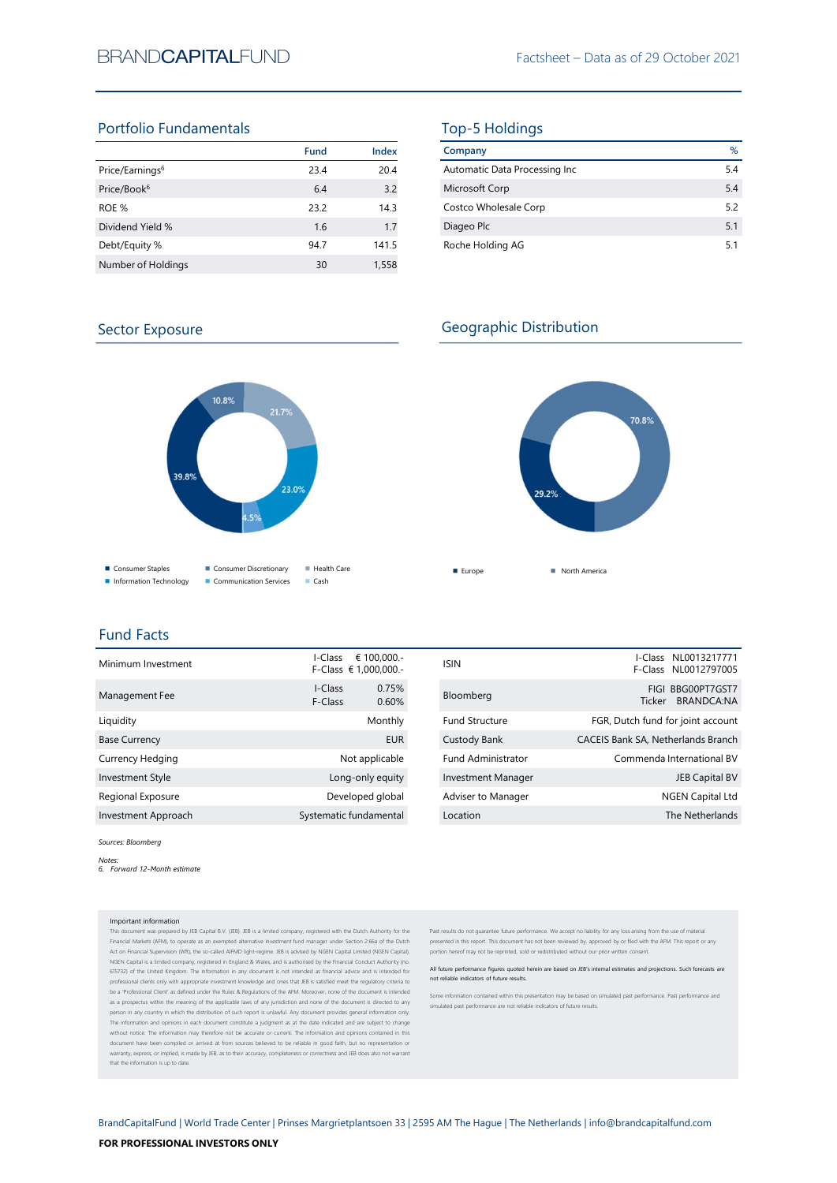BRANDCAPITALFUND

Factsheet – Data as of 29 October 2021

## Portfolio Fundamentals

| | Fund | Index |
|---|---|---|
| Price/Earnings[6] | 23.4 | 20.4 |
| Price/Book[6] | 6.4 | 3.2 |
| ROE % | 23.2 | 14.3 |
| Dividend Yield % | 1.6 | 1.7 |
| Debt/Equity % | 94.7 | 141.5 |
| Number of Holdings | 30 | 1,558 |

## Top-5 Holdings

| Company | % |
|---|---|
| Automatic Data Processing Inc | 5.4 |
| Microsoft Corp | 5.4 |
| Costco Wholesale Corp | 5.2 |
| Diageo Plc | 5.1 |
| Roche Holding AG | 5.1 |

## Sector Exposure

10.8%
21.7%
39.8%
23.0%
4.5%

Consumer Staples
Consumer Discretionary
Health Care
Information Technology
Communication Services
Cash

## Geographic Distribution

70.8%
29.2%

Europe
North America

## Fund Facts

| | | | |
|---|---|---|---|
| Minimum Investment | I-Class € 100,000.- F-Class € 1,000,000.- | ISIN | I-Class NL0013217771 F-Class NL0012797005 |
| Management Fee | I-Class 0.75% F-Class 0.60% | Bloomberg | FIGI BBG00PT7GST7 Ticker BRANDCA:NA |
| Liquidity | Monthly | Fund Structure | FGR, Dutch fund for joint account |
| Base Currency | EUR | Custody Bank | CACEIS Bank SA, Netherlands Branch |
| Currency Hedging | Not applicable | Fund Administrator | Commenda International BV |
| Investment Style | Long-only equity | Investment Manager | JEB Capital BV |
| Regional Exposure | Developed global | Adviser to Manager | NGEN Capital Ltd |
| Investment Approach | Systematic fundamental | Location | The Netherlands |

*Sources: Bloomberg*

*Notes:*
*6. Forward 12-Month estimate*

Important information

This document was prepared by JEB Capital B.V. (JEB). JEB is a limited company, registered with the Dutch Authority for the Financial Markets (AFM), to operate as an exempted alternative investment fund manager under Section 2:66a of the Dutch Act on Financial Supervision (Wft), the so-called AIFMD light-regime. JEB is advised by NGEN Capital Limited (NGEN Capital). NGEN Capital is a limited company, registered in England & Wales, and is authorised by the Financial Conduct Authority (no. 615732) of the United Kingdom. The information in any document is not intended as financial advice and is intended for professional clients only with appropriate investment knowledge and ones that JEB is satisfied meet the regulatory criteria to be a 'Professional Client' as defined under the Rules & Regulations of the AFM. Moreover, none of the document is intended as a prospectus within the meaning of the applicable laws of any jurisdiction and none of the document is directed to any person in any country in which the distribution of such report is unlawful. Any document provides general information only. The information and opinions in each document constitute a judgment as at the date indicated and are subject to change without notice. The information may therefore not be accurate or current. The information and opinions contained in this document have been compiled or arrived at from sources believed to be reliable in good faith, but no representation or warranty, express, or implied, is made by JEB, as to their accuracy, completeness or correctness and JEB does also not warrant that the information is up to date.

Past results do not guarantee future performance. We accept no liability for any loss arising from the use of material presented in this report. This document has not been reviewed by, approved by or filed with the AFM. This report or any portion hereof may not be reprinted, sold or redistributed without our prior written consent.

All future performance figures quoted herein are based on JEB's internal estimates and projections. Such forecasts are not reliable indicators of future results.

Some information contained within this presentation may be based on simulated past performance. Past performance and simulated past performance are not reliable indicators of future results.

BrandCapitalFund | World Trade Center | Prinses Margrietplantsoen 33 | 2595 AM The Hague | The Netherlands | info@brandcapitalfund.com

**FOR PROFESSIONAL INVESTORS ONLY**